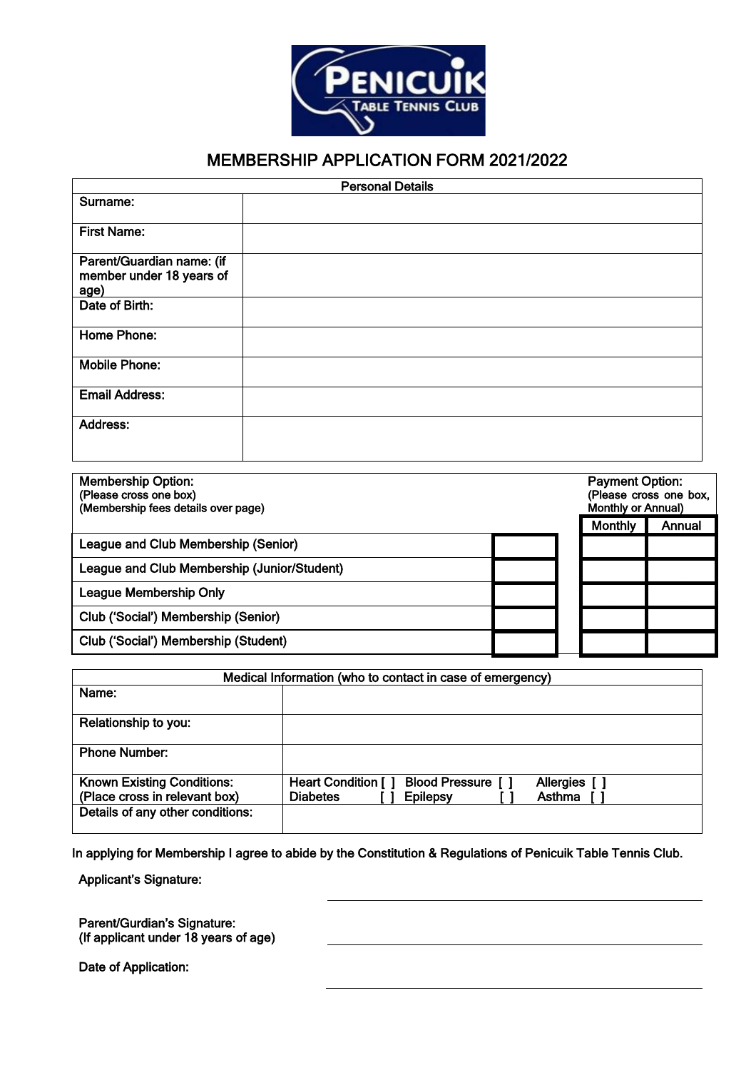PENICUIK TABLE TENNIS CLUB

# MEMBERSHIP APPLICATION FORM 2021/2022

| Personal Details | |
|---|---|
| Surname: | |
| First Name: | |
| Parent/Guardian name: (if member under 18 years of age) | |
| Date of Birth: | |
| Home Phone: | |
| Mobile Phone: | |
| Email Address: | |
| Address: | |

| Membership Option:<br>(Please cross one box)<br>(Membership fees details over page) | | Payment Option:<br>(Please cross one box, Monthly or Annual) | |
|---|---|---|---|
| | | Monthly | Annual |
| League and Club Membership (Senior) | | | |
| League and Club Membership (Junior/Student) | | | |
| League Membership Only | | | |
| Club ('Social') Membership (Senior) | | | |
| Club ('Social') Membership (Student) | | | |

| Medical Information (who to contact in case of emergency) | |
|---|---|
| Name: | |
| Relationship to you: | |
| Phone Number: | |
| Known Existing Conditions:<br>(Place cross in relevant box) | Heart Condition [ ] Blood Pressure [ ] Allergies [ ]<br>Diabetes [ ] Epilepsy [ ] Asthma [ ] |
| Details of any other conditions: | |

In applying for Membership I agree to abide by the Constitution & Regulations of Penicuik Table Tennis Club.

Applicant's Signature: \_\_\_\_\_\_\_\_\_\_\_\_\_\_\_\_\_\_\_\_

Parent/Gurdian's Signature:
(If applicant under 18 years of age) \_\_\_\_\_\_\_\_\_\_\_\_\_\_\_\_\_\_\_\_

Date of Application: \_\_\_\_\_\_\_\_\_\_\_\_\_\_\_\_\_\_\_\_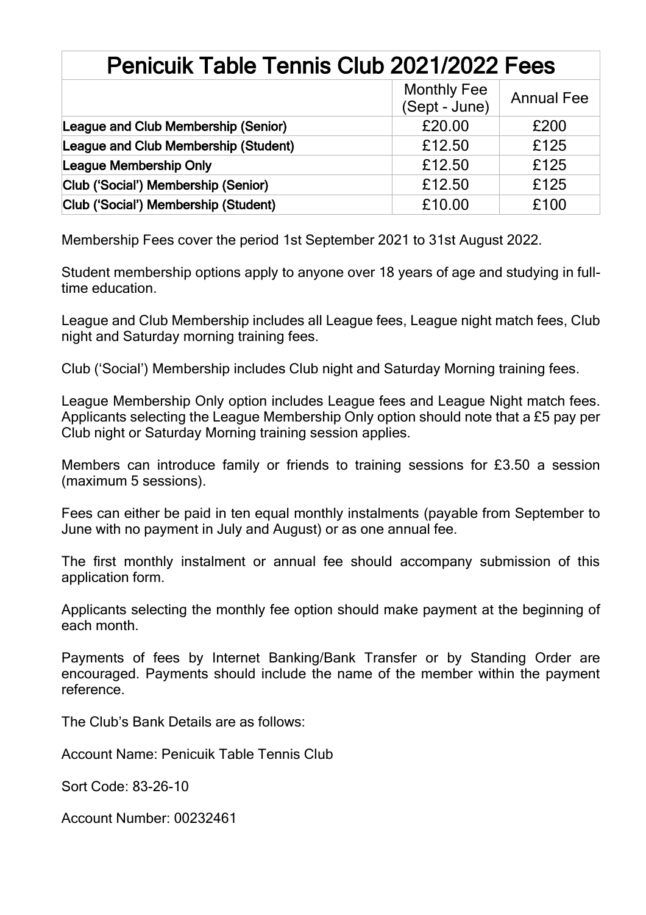| Penicuik Table Tennis Club 2021/2022 Fees | | |
|---|---|---|
| | Monthly Fee (Sept - June) | Annual Fee |
| **League and Club Membership (Senior)** | £20.00 | £200 |
| **League and Club Membership (Student)** | £12.50 | £125 |
| **League Membership Only** | £12.50 | £125 |
| **Club ('Social') Membership (Senior)** | £12.50 | £125 |
| **Club ('Social') Membership (Student)** | £10.00 | £100 |

Membership Fees cover the period 1st September 2021 to 31st August 2022.

Student membership options apply to anyone over 18 years of age and studying in full-time education.

League and Club Membership includes all League fees, League night match fees, Club night and Saturday morning training fees.

Club ('Social') Membership includes Club night and Saturday Morning training fees.

League Membership Only option includes League fees and League Night match fees. Applicants selecting the League Membership Only option should note that a £5 pay per Club night or Saturday Morning training session applies.

Members can introduce family or friends to training sessions for £3.50 a session (maximum 5 sessions).

Fees can either be paid in ten equal monthly instalments (payable from September to June with no payment in July and August) or as one annual fee.

The first monthly instalment or annual fee should accompany submission of this application form.

Applicants selecting the monthly fee option should make payment at the beginning of each month.

Payments of fees by Internet Banking/Bank Transfer or by Standing Order are encouraged. Payments should include the name of the member within the payment reference.

The Club's Bank Details are as follows:

Account Name: Penicuik Table Tennis Club

Sort Code: 83-26-10

Account Number: 00232461